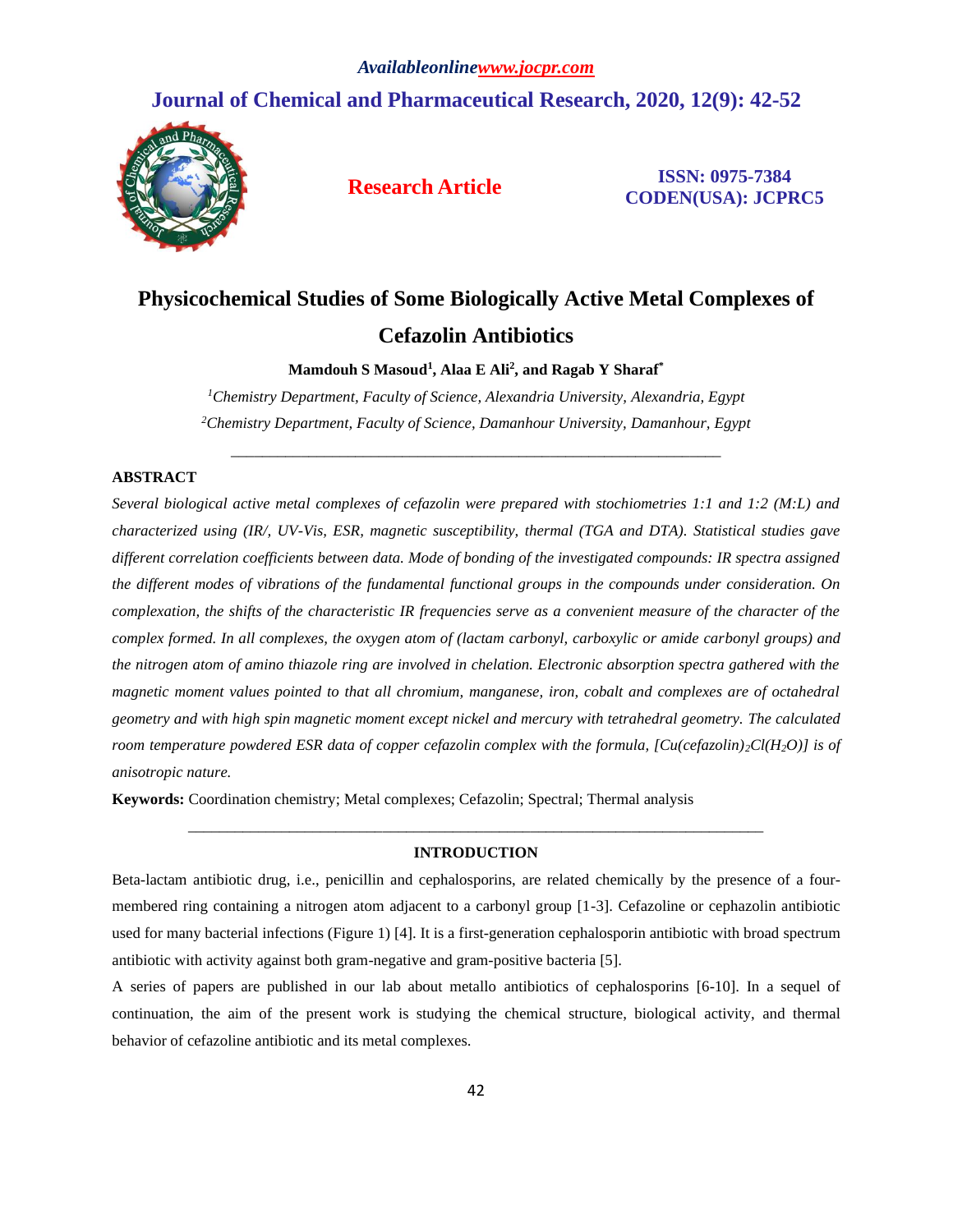# Physicochemical Studies of Some Biologically Active Metal Complexes of Cefazolin Antibiotics

**Mamdouh S Masoud[1], Alaa E Ali[2], and Ragab Y Sharaf[*]**

[1]*Chemistry Department, Faculty of Science, Alexandria University, Alexandria, Egypt*

[2]*Chemistry Department, Faculty of Science, Damanhour University, Damanhour, Egypt*

---

## ABSTRACT

*Several biological active metal complexes of cefazolin were prepared with stochiometries 1:1 and 1:2 (M:L) and characterized using (IR/, UV-Vis, ESR, magnetic susceptibility, thermal (TGA and DTA). Statistical studies gave different correlation coefficients between data. Mode of bonding of the investigated compounds: IR spectra assigned the different modes of vibrations of the fundamental functional groups in the compounds under consideration. On complexation, the shifts of the characteristic IR frequencies serve as a convenient measure of the character of the complex formed. In all complexes, the oxygen atom of (lactam carbonyl, carboxylic or amide carbonyl groups) and the nitrogen atom of amino thiazole ring are involved in chelation. Electronic absorption spectra gathered with the magnetic moment values pointed to that all chromium, manganese, iron, cobalt and complexes are of octahedral geometry and with high spin magnetic moment except nickel and mercury with tetrahedral geometry. The calculated room temperature powdered ESR data of copper cefazolin complex with the formula, $[Cu(cefazolin)_2Cl(H_2O)]$ is of anisotropic nature.*

**Keywords:** Coordination chemistry; Metal complexes; Cefazolin; Spectral; Thermal analysis

---

## INTRODUCTION

Beta-lactam antibiotic drug, i.e., penicillin and cephalosporins, are related chemically by the presence of a four-membered ring containing a nitrogen atom adjacent to a carbonyl group [1-3]. Cefazoline or cephazolin antibiotic used for many bacterial infections (Figure 1) [4]. It is a first-generation cephalosporin antibiotic with broad spectrum antibiotic with activity against both gram-negative and gram-positive bacteria [5].

A series of papers are published in our lab about metallo antibiotics of cephalosporins [6-10]. In a sequel of continuation, the aim of the present work is studying the chemical structure, biological activity, and thermal behavior of cefazoline antibiotic and its metal complexes.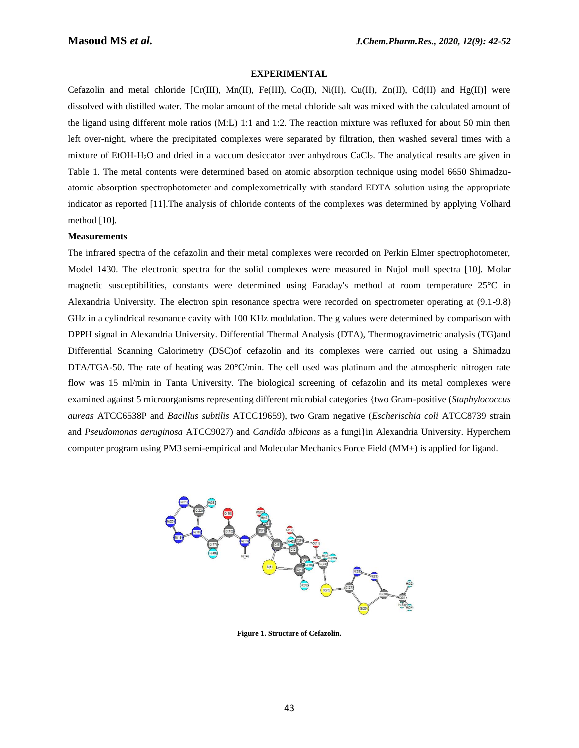## EXPERIMENTAL

Cefazolin and metal chloride [Cr(III), Mn(II), Fe(III), Co(II), Ni(II), Cu(II), Zn(II), Cd(II) and Hg(II)] were dissolved with distilled water. The molar amount of the metal chloride salt was mixed with the calculated amount of the ligand using different mole ratios (M:L) 1:1 and 1:2. The reaction mixture was refluxed for about 50 min then left over-night, where the precipitated complexes were separated by filtration, then washed several times with a mixture of EtOH-$H_2O$ and dried in a vaccum desiccator over anhydrous $CaCl_2$. The analytical results are given in Table 1. The metal contents were determined based on atomic absorption technique using model 6650 Shimadzu-atomic absorption spectrophotometer and complexometrically with standard EDTA solution using the appropriate indicator as reported [11].The analysis of chloride contents of the complexes was determined by applying Volhard method [10].

### Measurements

The infrared spectra of the cefazolin and their metal complexes were recorded on Perkin Elmer spectrophotometer, Model 1430. The electronic spectra for the solid complexes were measured in Nujol mull spectra [10]. Molar magnetic susceptibilities, constants were determined using Faraday's method at room temperature 25°C in Alexandria University. The electron spin resonance spectra were recorded on spectrometer operating at (9.1-9.8) GHz in a cylindrical resonance cavity with 100 KHz modulation. The g values were determined by comparison with DPPH signal in Alexandria University. Differential Thermal Analysis (DTA), Thermogravimetric analysis (TG)and Differential Scanning Calorimetry (DSC)of cefazolin and its complexes were carried out using a Shimadzu DTA/TGA-50. The rate of heating was 20°C/min. The cell used was platinum and the atmospheric nitrogen rate flow was 15 ml/min in Tanta University. The biological screening of cefazolin and its metal complexes were examined against 5 microorganisms representing different microbial categories {two Gram-positive (*Staphylococcus aureas* ATCC6538P and *Bacillus subtilis* ATCC19659), two Gram negative (*Escherischia coli* ATCC8739 strain and *Pseudomonas aeruginosa* ATCC9027) and *Candida albicans* as a fungi}in Alexandria University. Hyperchem computer program using PM3 semi-empirical and Molecular Mechanics Force Field (MM+) is applied for ligand.

**Figure 1. Structure of Cefazolin.**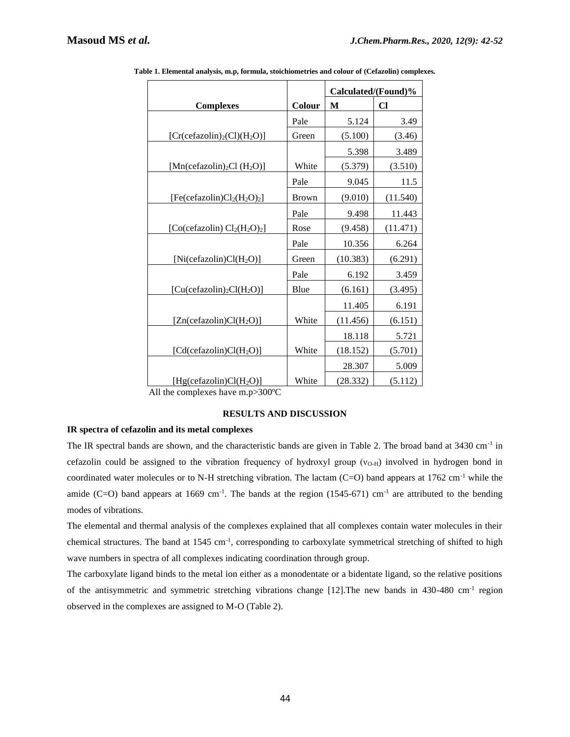**Table 1. Elemental analysis, m.p, formula, stoichiometries and colour of (Cefazolin) complexes.**

| Complexes | Colour | Calculated/(Found)% | |
|---|---|---|---|
| | | M | Cl |
| $[Cr(cefazolin)_2(Cl)(H_2O)]$ | Pale Green | 5.124 (5.100) | 3.49 (3.46) |
| $[Mn(cefazolin)_2Cl\ (H_2O)]$ | White | 5.398 (5.379) | 3.489 (3.510) |
| $[Fe(cefazolin)Cl_2(H_2O)_2]$ | Pale Brown | 9.045 (9.010) | 11.5 (11.540) |
| $[Co(cefazolin)\ Cl_2(H_2O)_2]$ | Pale Rose | 9.498 (9.458) | 11.443 (11.471) |
| $[Ni(cefazolin)Cl(H_2O)]$ | Pale Green | 10.356 (10.383) | 6.264 (6.291) |
| $[Cu(cefazolin)_2Cl(H_2O)]$ | Pale Blue | 6.192 (6.161) | 3.459 (3.495) |
| $[Zn(cefazolin)Cl(H_2O)]$ | White | 11.405 (11.456) | 6.191 (6.151) |
| $[Cd(cefazolin)Cl(H_2O)]$ | White | 18.118 (18.152) | 5.721 (5.701) |
| $[Hg(cefazolin)Cl(H_2O)]$ | White | 28.307 (28.332) | 5.009 (5.112) |

All the complexes have m.p>300ºC

## RESULTS AND DISCUSSION

### IR spectra of cefazolin and its metal complexes

The IR spectral bands are shown, and the characteristic bands are given in Table 2. The broad band at 3430 $cm^{-1}$ in cefazolin could be assigned to the vibration frequency of hydroxyl group ($\nu_{O-H}$) involved in hydrogen bond in coordinated water molecules or to N-H stretching vibration. The lactam (C=O) band appears at 1762 $cm^{-1}$ while the amide (C=O) band appears at 1669 $cm^{-1}$. The bands at the region (1545-671) $cm^{-1}$ are attributed to the bending modes of vibrations.

The elemental and thermal analysis of the complexes explained that all complexes contain water molecules in their chemical structures. The band at 1545 $cm^{-1}$, corresponding to carboxylate symmetrical stretching of shifted to high wave numbers in spectra of all complexes indicating coordination through group.

The carboxylate ligand binds to the metal ion either as a monodentate or a bidentate ligand, so the relative positions of the antisymmetric and symmetric stretching vibrations change [12].The new bands in 430-480 $cm^{-1}$ region observed in the complexes are assigned to M-O (Table 2).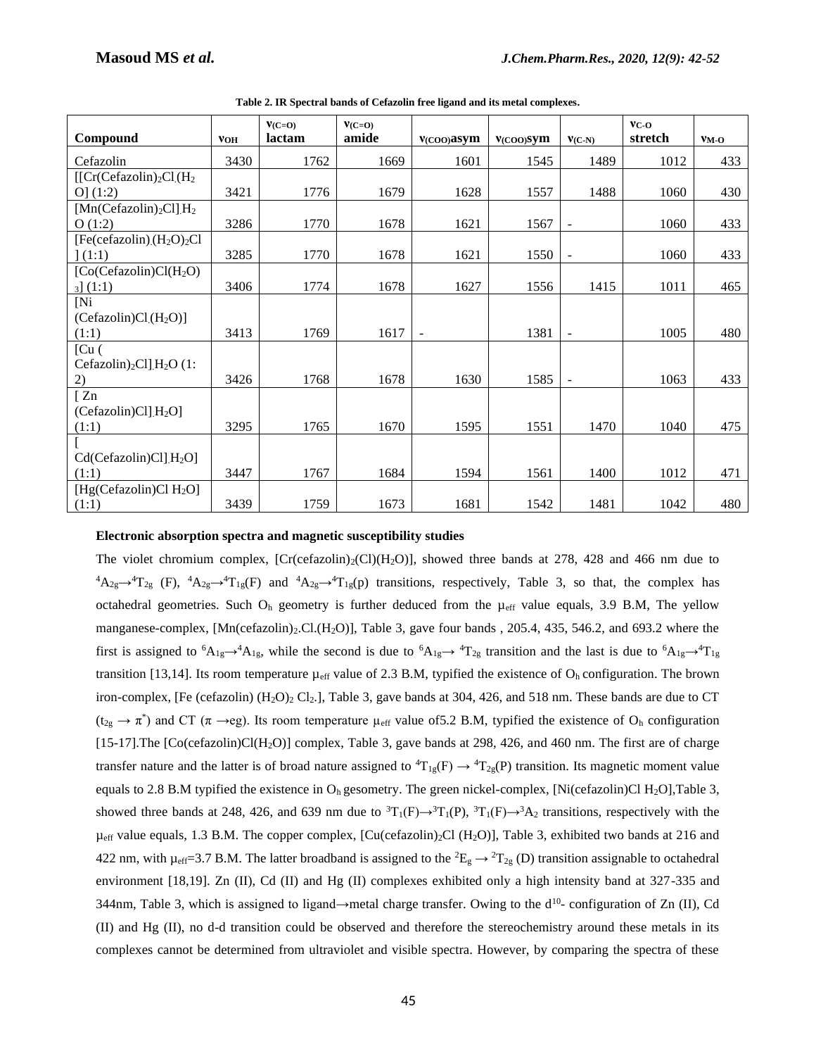**Table 2. IR Spectral bands of Cefazolin free ligand and its metal complexes.**

| Compound | $\nu_{OH}$ | $\nu_{(C=O)}$ lactam | $\nu_{(C=O)}$ amide | $\nu_{(COO)}$asym | $\nu_{(COO)}$sym | $\nu_{(C-N)}$ | $\nu_{C-O}$ stretch | $\nu_{M-O}$ |
|---|---|---|---|---|---|---|---|---|
| Cefazolin | 3430 | 1762 | 1669 | 1601 | 1545 | 1489 | 1012 | 433 |
| [[Cr(Cefazolin)$_2$Cl.(H$_2$O] (1:2) | 3421 | 1776 | 1679 | 1628 | 1557 | 1488 | 1060 | 430 |
| [Mn(Cefazolin)$_2$Cl].H$_2$O (1:2) | 3286 | 1770 | 1678 | 1621 | 1567 | - | 1060 | 433 |
| [Fe(cefazolin).(H$_2$O)$_2$Cl] (1:1) | 3285 | 1770 | 1678 | 1621 | 1550 | - | 1060 | 433 |
| [Co(Cefazolin)Cl(H$_2$O)$_3$] (1:1) | 3406 | 1774 | 1678 | 1627 | 1556 | 1415 | 1011 | 465 |
| [Ni (Cefazolin)Cl.(H$_2$O)] (1:1) | 3413 | 1769 | 1617 | - | 1381 | - | 1005 | 480 |
| [Cu ( Cefazolin)$_2$Cl].H$_2$O (1:2) | 3426 | 1768 | 1678 | 1630 | 1585 | - | 1063 | 433 |
| [ Zn (Cefazolin)Cl].H$_2$O] (1:1) | 3295 | 1765 | 1670 | 1595 | 1551 | 1470 | 1040 | 475 |
| [ Cd(Cefazolin)Cl].H$_2$O] (1:1) | 3447 | 1767 | 1684 | 1594 | 1561 | 1400 | 1012 | 471 |
| [Hg(Cefazolin)Cl H$_2$O] (1:1) | 3439 | 1759 | 1673 | 1681 | 1542 | 1481 | 1042 | 480 |

**Electronic absorption spectra and magnetic susceptibility studies**

The violet chromium complex, [Cr(cefazolin)$_2$(Cl)(H$_2$O)], showed three bands at 278, 428 and 466 nm due to $^4A_{2g}\rightarrow{}^4T_{2g}$ (F), $^4A_{2g}\rightarrow{}^4T_{1g}$(F) and $^4A_{2g}\rightarrow{}^4T_{1g}$(p) transitions, respectively, Table 3, so that, the complex has octahedral geometries. Such O$_h$ geometry is further deduced from the $\mu_{eff}$ value equals, 3.9 B.M, The yellow manganese-complex, [Mn(cefazolin)$_2$.Cl.(H$_2$O)], Table 3, gave four bands , 205.4, 435, 546.2, and 693.2 where the first is assigned to $^6A_{1g}\rightarrow{}^4A_{1g}$, while the second is due to $^6A_{1g}\rightarrow{}^4T_{2g}$ transition and the last is due to $^6A_{1g}\rightarrow{}^4T_{1g}$ transition [13,14]. Its room temperature $\mu_{eff}$ value of 2.3 B.M, typified the existence of O$_h$ configuration. The brown iron-complex, [Fe (cefazolin) (H$_2$O)$_2$ Cl$_2$.], Table 3, gave bands at 304, 426, and 518 nm. These bands are due to CT ($t_{2g}\rightarrow\pi^*$) and CT ($\pi\rightarrow$eg). Its room temperature $\mu_{eff}$ value of5.2 B.M, typified the existence of O$_h$ configuration [15-17].The [Co(cefazolin)Cl(H$_2$O)] complex, Table 3, gave bands at 298, 426, and 460 nm. The first are of charge transfer nature and the latter is of broad nature assigned to $^4T_{1g}(F)\rightarrow{}^4T_{2g}(P)$ transition. Its magnetic moment value equals to 2.8 B.M typified the existence in O$_h$ gesometry. The green nickel-complex, [Ni(cefazolin)Cl H$_2$O],Table 3, showed three bands at 248, 426, and 639 nm due to $^3T_1(F)\rightarrow{}^3T_1(P)$, $^3T_1(F)\rightarrow{}^3A_2$ transitions, respectively with the $\mu_{eff}$ value equals, 1.3 B.M. The copper complex, [Cu(cefazolin)$_2$Cl (H$_2$O)], Table 3, exhibited two bands at 216 and 422 nm, with $\mu_{eff}$=3.7 B.M. The latter broadband is assigned to the $^2E_g\rightarrow{}^2T_{2g}$ (D) transition assignable to octahedral environment [18,19]. Zn (II), Cd (II) and Hg (II) complexes exhibited only a high intensity band at 327-335 and 344nm, Table 3, which is assigned to ligand→metal charge transfer. Owing to the d$^{10}$- configuration of Zn (II), Cd (II) and Hg (II), no d-d transition could be observed and therefore the stereochemistry around these metals in its complexes cannot be determined from ultraviolet and visible spectra. However, by comparing the spectra of these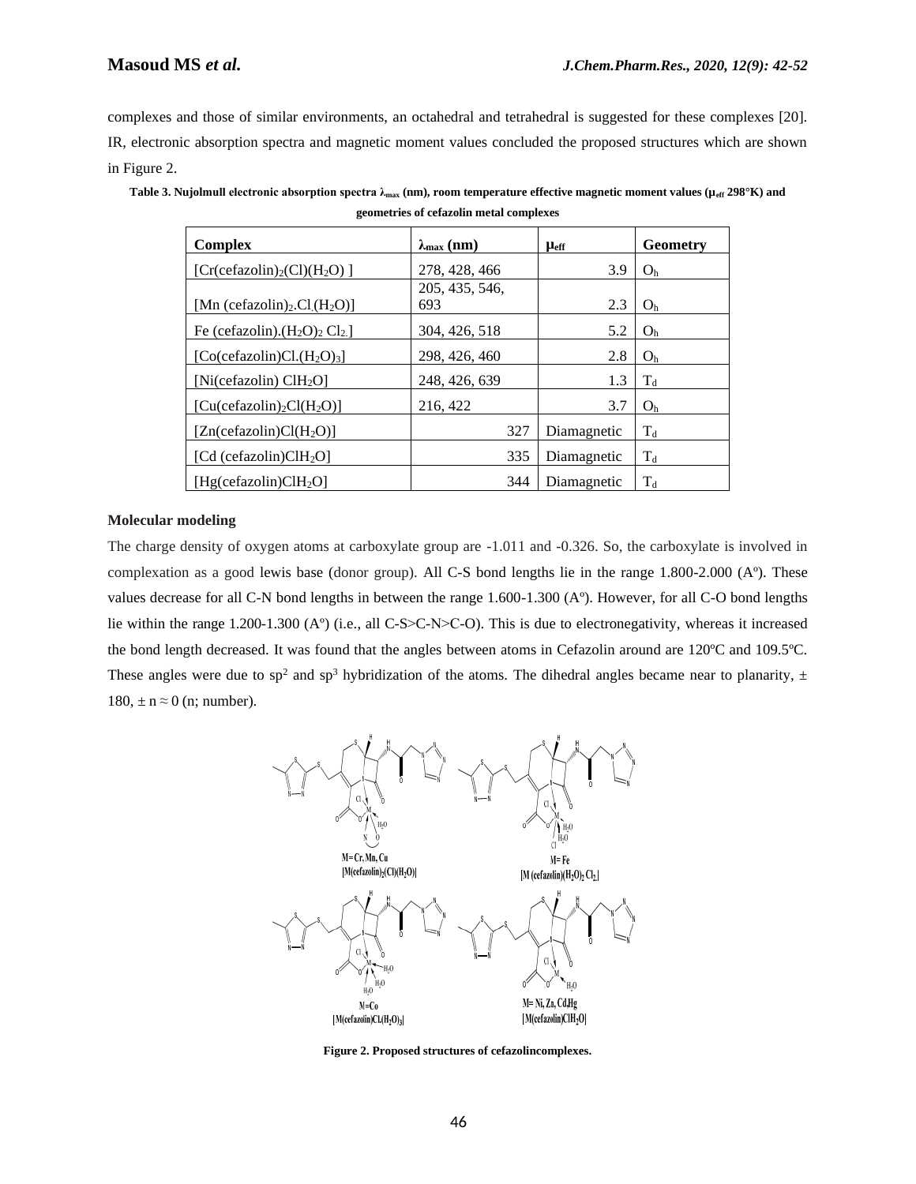complexes and those of similar environments, an octahedral and tetrahedral is suggested for these complexes [20]. IR, electronic absorption spectra and magnetic moment values concluded the proposed structures which are shown in Figure 2.

**Table 3. Nujolmull electronic absorption spectra $\lambda_{max}$ (nm), room temperature effective magnetic moment values ($\mu_{eff}$ 298°K) and geometries of cefazolin metal complexes**

| Complex | $\lambda_{max}$ (nm) | $\mu_{eff}$ | Geometry |
|---|---|---|---|
| $[Cr(cefazolin)_2(Cl)(H_2O)]$ | 278, 428, 466 | 3.9 | $O_h$ |
| $[Mn(cefazolin)_2.Cl.(H_2O)]$ | 205, 435, 546, 693 | 2.3 | $O_h$ |
| $Fe(cefazolin).(H_2O)_2Cl_2.]$ | 304, 426, 518 | 5.2 | $O_h$ |
| $[Co(cefazolin)Cl.(H_2O)_3]$ | 298, 426, 460 | 2.8 | $O_h$ |
| $[Ni(cefazolin)ClH_2O]$ | 248, 426, 639 | 1.3 | $T_d$ |
| $[Cu(cefazolin)_2Cl(H_2O)]$ | 216, 422 | 3.7 | $O_h$ |
| $[Zn(cefazolin)Cl(H_2O)]$ | 327 | Diamagnetic | $T_d$ |
| $[Cd(cefazolin)ClH_2O]$ | 335 | Diamagnetic | $T_d$ |
| $[Hg(cefazolin)ClH_2O]$ | 344 | Diamagnetic | $T_d$ |

**Molecular modeling**

The charge density of oxygen atoms at carboxylate group are -1.011 and -0.326. So, the carboxylate is involved in complexation as a good lewis base (donor group). All C-S bond lengths lie in the range 1.800-2.000 (Aº). These values decrease for all C-N bond lengths in between the range 1.600-1.300 (Aº). However, for all C-O bond lengths lie within the range 1.200-1.300 (Aº) (i.e., all C-S>C-N>C-O). This is due to electronegativity, whereas it increased the bond length decreased. It was found that the angles between atoms in Cefazolin around are 120ºC and 109.5ºC. These angles were due to $sp^2$ and $sp^3$ hybridization of the atoms. The dihedral angles became near to planarity, $\pm$ 180, $\pm n \approx 0$ (n; number).

M=Cr, Mn, Cu
[M(cefazolin)$_2$(Cl)(H$_2$O)]

M= Fe
[M (cefazolin)(H$_2$O)$_2$ Cl$_2$.]

M=Co
[M(cefazolin)Cl.(H$_2$O)$_3$]

M= Ni, Zn, Cd,Hg
[M(cefazolin)ClH$_2$O]

**Figure 2. Proposed structures of cefazolincomplexes.**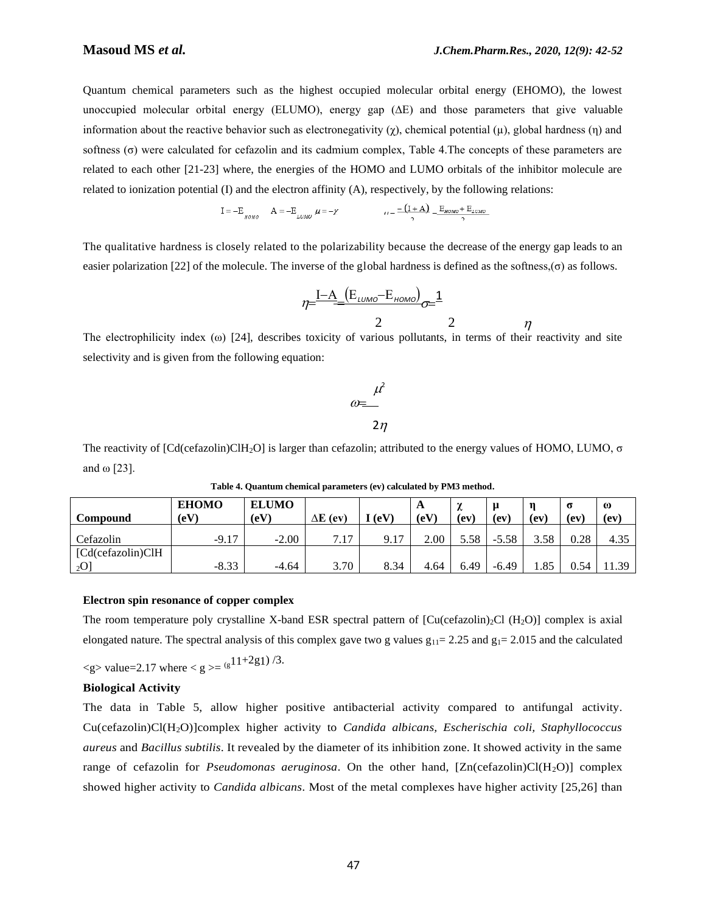Quantum chemical parameters such as the highest occupied molecular orbital energy (EHOMO), the lowest unoccupied molecular orbital energy (ELUMO), energy gap (ΔE) and those parameters that give valuable information about the reactive behavior such as electronegativity (χ), chemical potential (μ), global hardness (η) and softness (σ) were calculated for cefazolin and its cadmium complex, Table 4.The concepts of these parameters are related to each other [21-23] where, the energies of the HOMO and LUMO orbitals of the inhibitor molecule are related to ionization potential (I) and the electron affinity (A), respectively, by the following relations:

$$I = -E_{HOMO} \quad A = -E_{LUMO} \quad \mu = -\chi \qquad \mu = -\frac{(I + A)}{2} = \frac{E_{HOMO} + E_{LUMO}}{2}$$

The qualitative hardness is closely related to the polarizability because the decrease of the energy gap leads to an easier polarization [22] of the molecule. The inverse of the global hardness is defined as the softness,(σ) as follows.

$$\eta = \frac{I - A}{2} = \frac{(E_{LUMO} - E_{HOMO})}{2} \quad \sigma = \frac{1}{\eta}$$

The electrophilicity index (ω) [24], describes toxicity of various pollutants, in terms of their reactivity and site selectivity and is given from the following equation:

$$\omega = \frac{\mu^2}{2\eta}$$

The reactivity of [Cd(cefazolin)Cl$H_2O$] is larger than cefazolin; attributed to the energy values of HOMO, LUMO, σ and ω [23].

**Table 4. Quantum chemical parameters (ev) calculated by PM3 method.**

| Compound | EHOMO (eV) | ELUMO (eV) | ΔE (ev) | I (eV) | A (eV) | χ (ev) | μ (ev) | η (ev) | σ (ev) | ω (ev) |
|---|---|---|---|---|---|---|---|---|---|---|
| Cefazolin | -9.17 | -2.00 | 7.17 | 9.17 | 2.00 | 5.58 | -5.58 | 3.58 | 0.28 | 4.35 |
| [Cd(cefazolin)Cl$H_2O$] | -8.33 | -4.64 | 3.70 | 8.34 | 4.64 | 6.49 | -6.49 | 1.85 | 0.54 | 11.39 |

**Electron spin resonance of copper complex**

The room temperature poly crystalline X-band ESR spectral pattern of [Cu(cefazolin)$_2$Cl ($H_2O$)] complex is axial elongated nature. The spectral analysis of this complex gave two g values $g_{11}$= 2.25 and $g_1$= 2.015 and the calculated <g> value=2.17 where < g >= $(g_{11}+2g_1)/3$.

**Biological Activity**

The data in Table 5, allow higher positive antibacterial activity compared to antifungal activity. Cu(cefazolin)Cl($H_2O$)]complex higher activity to *Candida albicans, Escherischia coli, Staphyllococcus aureus* and *Bacillus subtilis*. It revealed by the diameter of its inhibition zone. It showed activity in the same range of cefazolin for *Pseudomonas aeruginosa*. On the other hand, [Zn(cefazolin)Cl($H_2O$)] complex showed higher activity to *Candida albicans*. Most of the metal complexes have higher activity [25,26] than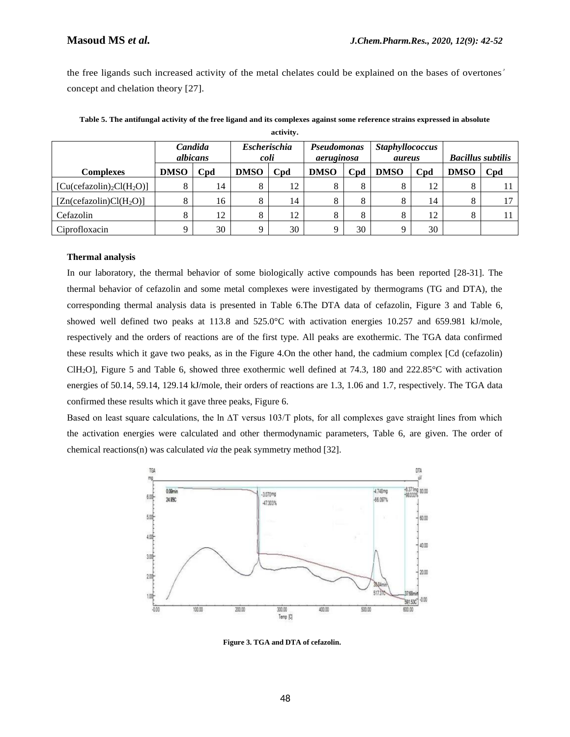the free ligands such increased activity of the metal chelates could be explained on the bases of overtones' concept and chelation theory [27].

**Table 5. The antifungal activity of the free ligand and its complexes against some reference strains expressed in absolute activity.**

| Complexes | *Candida albicans* | | *Escherischia coli* | | *Pseudomonas aeruginosa* | | *Staphyllococcus aureus* | | *Bacillus subtilis* | |
|---|---|---|---|---|---|---|---|---|---|---|
| | DMSO | Cpd | DMSO | Cpd | DMSO | Cpd | DMSO | Cpd | DMSO | Cpd |
| $[Cu(cefazolin)_2Cl(H_2O)]$ | 8 | 14 | 8 | 12 | 8 | 8 | 8 | 12 | 8 | 11 |
| $[Zn(cefazolin)Cl(H_2O)]$ | 8 | 16 | 8 | 14 | 8 | 8 | 8 | 14 | 8 | 17 |
| Cefazolin | 8 | 12 | 8 | 12 | 8 | 8 | 8 | 12 | 8 | 11 |
| Ciprofloxacin | 9 | 30 | 9 | 30 | 9 | 30 | 9 | 30 | | |

**Thermal analysis**

In our laboratory, the thermal behavior of some biologically active compounds has been reported [28-31]. The thermal behavior of cefazolin and some metal complexes were investigated by thermograms (TG and DTA), the corresponding thermal analysis data is presented in Table 6.The DTA data of cefazolin, Figure 3 and Table 6, showed well defined two peaks at 113.8 and 525.0°C with activation energies 10.257 and 659.981 kJ/mole, respectively and the orders of reactions are of the first type. All peaks are exothermic. The TGA data confirmed these results which it gave two peaks, as in the Figure 4.On the other hand, the cadmium complex [Cd (cefazolin) $ClH_2O$], Figure 5 and Table 6, showed three exothermic well defined at 74.3, 180 and 222.85°C with activation energies of 50.14, 59.14, 129.14 kJ/mole, their orders of reactions are 1.3, 1.06 and 1.7, respectively. The TGA data confirmed these results which it gave three peaks, Figure 6.

Based on least square calculations, the ln ΔT versus 103/T plots, for all complexes gave straight lines from which the activation energies were calculated and other thermodynamic parameters, Table 6, are given. The order of chemical reactions(n) was calculated *via* the peak symmetry method [32].

**Figure 3. TGA and DTA of cefazolin.**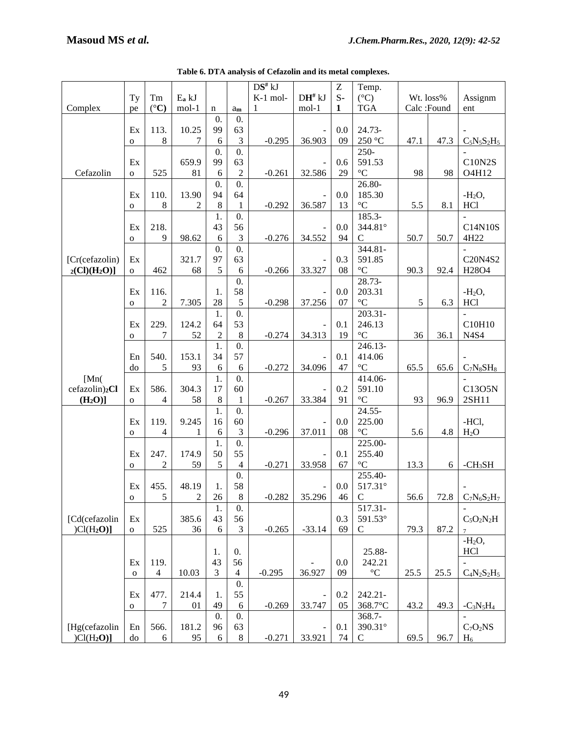**Table 6. DTA analysis of Cefazolin and its metal complexes.**

| Complex | Type | Tm (°C) | $E_a$ kJ mol-1 | n | $a_m$ | $\Delta S^{\#}$ kJ K-1 mol-1 | $\Delta H^{\#}$ kJ mol-1 | Z S-1 | Temp. (°C) TGA | Wt. loss% Calc | Wt. loss% Found | Assignment |
|---|---|---|---|---|---|---|---|---|---|---|---|---|
| Cefazolin | Exo | 113.8 | 10.257 | 0.996 | 0.633 | -0.295 | -36.903 | 0.009 | 24.73-250 °C | 47.1 | 47.3 | -$C_5N_5S_2H_5$ |
| | Exo | 525 | 659.981 | 0.996 | 0.632 | -0.261 | -32.586 | 0.629 | 250-591.53 °C | 98 | 98 | -C10N2SO4H12 |
| [Cr(cefazolin)$_2$(Cl)($H_2O$)] | Exo | 110.8 | 13.902 | 0.948 | 0.641 | -0.292 | -36.587 | 0.013 | 26.80-185.30 °C | 5.5 | 8.1 | -$H_2O$, HCl |
| | Exo | 218.9 | 98.62 | 1.436 | 0.563 | -0.276 | -34.552 | 0.094 | 185.3-344.81°C | 50.7 | 50.7 | -C14N10S4H22 |
| | Exo | 462 | 321.768 | 0.975 | 0.636 | -0.266 | -33.327 | 0.308 | 344.81-591.85 °C | 90.3 | 92.4 | -C20N4S2H28O4 |
| [Mn(cefazolin)$_2$Cl($H_2O$)] | Exo | 116.2 | 7.305 | 1.28 | 0.585 | -0.298 | -37.256 | 0.007 | 28.73-203.31 °C | 5 | 6.3 | -$H_2O$, HCl |
| | Exo | 229.7 | 124.252 | 1.642 | 0.538 | -0.274 | -34.313 | 0.119 | 203.31-246.13 °C | 36 | 36.1 | -C10H10N4S4 |
| | Endo | 540.5 | 153.193 | 1.346 | 0.576 | -0.272 | -34.096 | 0.147 | 246.13-414.06 °C | 65.5 | 65.6 | -$C_7N_8SH_8$ |
| | Exo | 586.4 | 304.358 | 1.178 | 0.601 | -0.267 | -33.384 | 0.291 | 414.06-591.10 °C | 93 | 96.9 | -C13O5N2SH11 |
| [Cd(cefazolin)Cl($H_2O$)] | Exo | 119.4 | 9.2451 | 1.166 | 0.603 | -0.296 | -37.011 | 0.008 | 24.55-225.00 °C | 5.6 | 4.8 | -HCl, $H_2O$ |
| | Exo | 247.2 | 174.959 | 1.505 | 0.554 | -0.271 | -33.958 | 0.167 | 225.00-255.40 °C | 13.3 | 6 | -$CH_3SH$ |
| | Exo | 455.5 | 48.192 | 1.26 | 0.588 | -0.282 | -35.296 | 0.046 | 255.40-517.31°C | 56.6 | 72.8 | -$C_7N_6S_2H_7$ |
| | Exo | 525 | 385.636 | 1.436 | 0.563 | -0.265 | -33.14 | 0.369 | 517.31-591.53°C | 79.3 | 87.2 | -$C_5O_2N_2H_7$ |
| [Hg(cefazolin)Cl($H_2O$)] | Exo | 119.4 | 10.03 | 1.433 | 0.564 | -0.295 | -36.927 | 0.009 | 25.88-242.21 °C | 25.5 | 25.5 | -$H_2O$, HCl -$C_4N_2S_2H_5$ |
| | Exo | 477.7 | 214.401 | 1.49 | 0.556 | -0.269 | -33.747 | 0.205 | 242.21-368.7°C | 43.2 | 49.3 | -$C_3N_5H_4$ |
| | Endo | 566.6 | 181.295 | 0.966 | 0.638 | -0.271 | -33.921 | 0.174 | 368.7-390.31°C | 69.5 | 96.7 | -$C_7O_2NSH_6$ |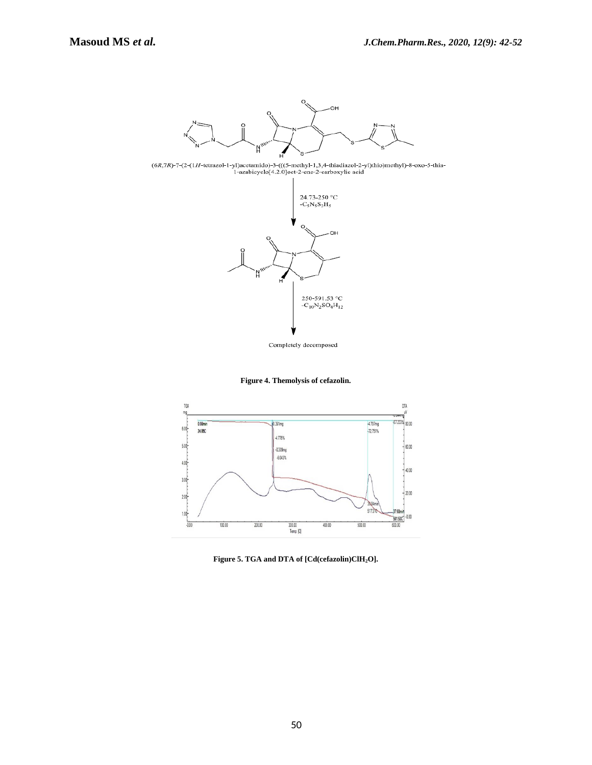(6R,7R)-7-(2-(1H-tetrazol-1-yl)acetamido)-3-(((5-methyl-1,3,4-thiadiazol-2-yl)thio)methyl)-8-oxo-5-thia-1-azabicyclo[4.2.0]oct-2-ene-2-carboxylic acid

24.73–250 °C
$-C_5N_6S_2H_5$

250–591.53 °C
$-C_{10}N_2SO_4H_{12}$

Completely decomposed

**Figure 4. Themolysis of cefazolin.**

**Figure 5. TGA and DTA of [Cd(cefazolin)ClH$_2$O].**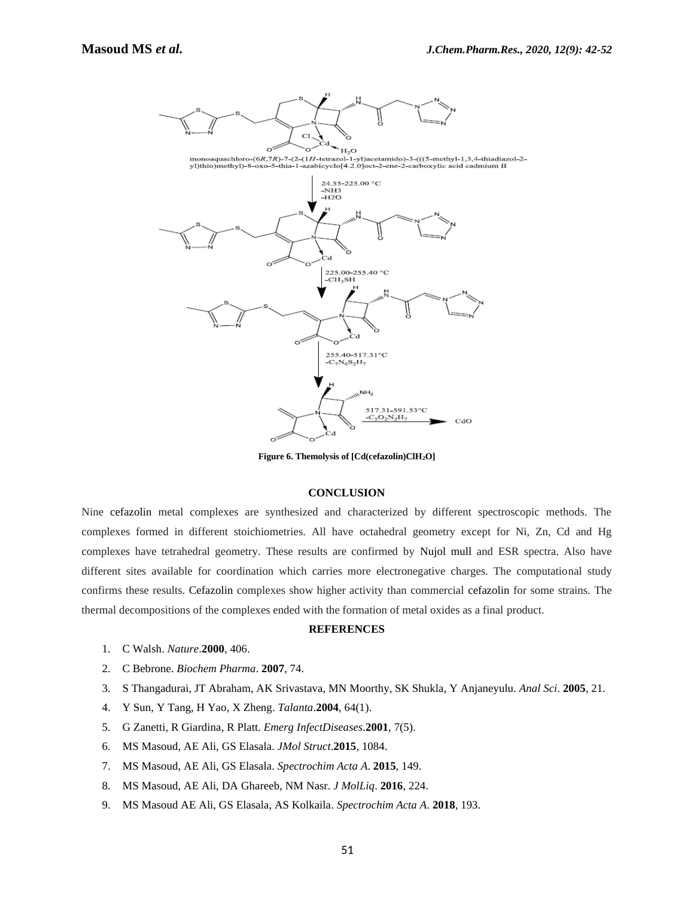monoaquachloro-(6*R*,7*R*)-7-(2-(1*H*-tetrazol-1-yl)acetamido)-3-(((5-methyl-1,3,4-thiadiazol-2-yl)thio)methyl)-8-oxo-5-thia-1-azabicyclo[4.2.0]oct-2-ene-2-carboxylic acid cadmium II

24.55-225.00 °C
$-NH_3$
$-H_2O$

225.00-255.40 °C
$-CH_3SH$

255.40-517.31°C
$-C_7N_6S_2H_7$

517.31-591.53°C
$-C_5O_2N_2H_7$

CdO

**Figure 6. Themolysis of [Cd(cefazolin)ClH$_2$O]**

## CONCLUSION

Nine cefazolin metal complexes are synthesized and characterized by different spectroscopic methods. The complexes formed in different stoichiometries. All have octahedral geometry except for Ni, Zn, Cd and Hg complexes have tetrahedral geometry. These results are confirmed by Nujol mull and ESR spectra. Also have different sites available for coordination which carries more electronegative charges. The computational study confirms these results. Cefazolin complexes show higher activity than commercial cefazolin for some strains. The thermal decompositions of the complexes ended with the formation of metal oxides as a final product.

## REFERENCES

1. C Walsh. *Nature*.**2000**, 406.
2. C Bebrone. *Biochem Pharma*. **2007**, 74.
3. S Thangadurai, JT Abraham, AK Srivastava, MN Moorthy, SK Shukla, Y Anjaneyulu. *Anal Sci*. **2005**, 21.
4. Y Sun, Y Tang, H Yao, X Zheng. *Talanta*.**2004**, 64(1).
5. G Zanetti, R Giardina, R Platt. *Emerg InfectDiseases*.**2001**, 7(5).
6. MS Masoud, AE Ali, GS Elasala. *JMol Struct*.**2015**, 1084.
7. MS Masoud, AE Ali, GS Elasala. *Spectrochim Acta A*. **2015**, 149.
8. MS Masoud, AE Ali, DA Ghareeb, NM Nasr. *J MolLiq*. **2016**, 224.
9. MS Masoud AE Ali, GS Elasala, AS Kolkaila. *Spectrochim Acta A*. **2018**, 193.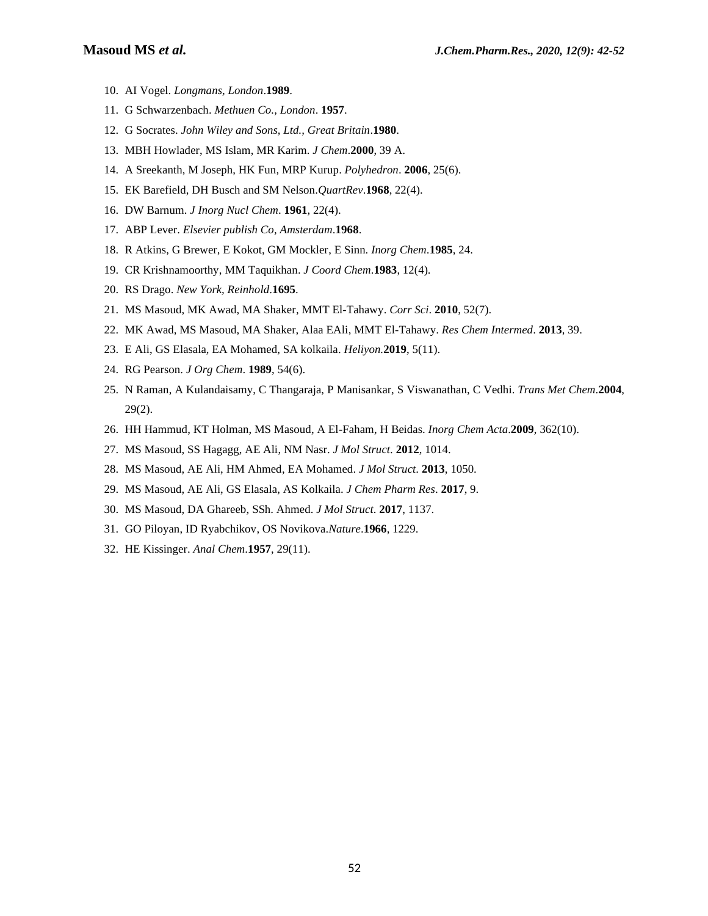10. AI Vogel. *Longmans, London*.**1989**.
11. G Schwarzenbach. *Methuen Co., London*. **1957**.
12. G Socrates. *John Wiley and Sons, Ltd., Great Britain*.**1980**.
13. MBH Howlader, MS Islam, MR Karim. *J Chem*.**2000**, 39 A.
14. A Sreekanth, M Joseph, HK Fun, MRP Kurup. *Polyhedron*. **2006**, 25(6).
15. EK Barefield, DH Busch and SM Nelson.*QuartRev*.**1968**, 22(4).
16. DW Barnum. *J Inorg Nucl Chem*. **1961**, 22(4).
17. ABP Lever. *Elsevier publish Co, Amsterdam*.**1968**.
18. R Atkins, G Brewer, E Kokot, GM Mockler, E Sinn. *Inorg Chem*.**1985**, 24.
19. CR Krishnamoorthy, MM Taquikhan. *J Coord Chem*.**1983**, 12(4).
20. RS Drago. *New York, Reinhold*.**1695**.
21. MS Masoud, MK Awad, MA Shaker, MMT El-Tahawy. *Corr Sci*. **2010**, 52(7).
22. MK Awad, MS Masoud, MA Shaker, Alaa EAli, MMT El-Tahawy. *Res Chem Intermed*. **2013**, 39.
23. E Ali, GS Elasala, EA Mohamed, SA kolkaila. *Heliyon.***2019**, 5(11).
24. RG Pearson. *J Org Chem*. **1989**, 54(6).
25. N Raman, A Kulandaisamy, C Thangaraja, P Manisankar, S Viswanathan, C Vedhi. *Trans Met Chem*.**2004**, 29(2).
26. HH Hammud, KT Holman, MS Masoud, A El-Faham, H Beidas. *Inorg Chem Acta*.**2009**, 362(10).
27. MS Masoud, SS Hagagg, AE Ali, NM Nasr. *J Mol Struct*. **2012**, 1014.
28. MS Masoud, AE Ali, HM Ahmed, EA Mohamed. *J Mol Struct*. **2013**, 1050.
29. MS Masoud, AE Ali, GS Elasala, AS Kolkaila. *J Chem Pharm Res*. **2017**, 9.
30. MS Masoud, DA Ghareeb, SSh. Ahmed. *J Mol Struct*. **2017**, 1137.
31. GO Piloyan, ID Ryabchikov, OS Novikova.*Nature*.**1966**, 1229.
32. HE Kissinger. *Anal Chem*.**1957**, 29(11).